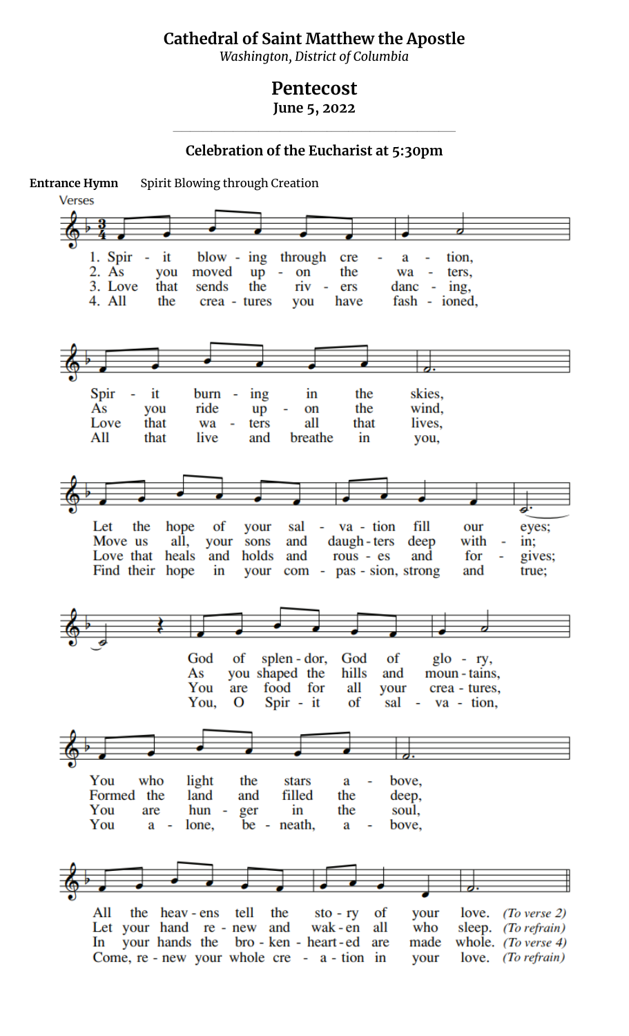# Cathedral of Saint Matthew the Apostle

*Washington, District of Columbia*

## Pentecost

**June 5, 2022**

---

### Celebration of the Eucharist at 5:30pm

**Entrance Hymn** Spirit Blowing through Creation

Verses

1. Spirit blowing through creation,
Spirit burning in the skies,
Let the hope of your salvation fill our eyes;
God of splendor, God of glory,
You who light the stars above,
All the heavens tell the story of your love. *(To verse 2)*

2. As you moved upon the waters,
As you ride upon the wind,
Move us all, your sons and daughters deep within;
As you shaped the hills and mountains,
Formed the land and filled the deep,
Let your hand renew and waken all who sleep. *(To refrain)*

3. Love that sends the rivers dancing,
Love that waters all that lives,
Love that heals and holds and rouses and forgives;
You are food for all your creatures,
You are hunger in the soul,
In your hands the broken-hearted are made whole. *(To verse 4)*

4. All the creatures you have fashioned,
All that live and breathe in you,
Find their hope in your compassion, strong and true;
You, O Spirit of salvation,
You alone, beneath, above,
Come, renew your whole creation in your love. *(To refrain)*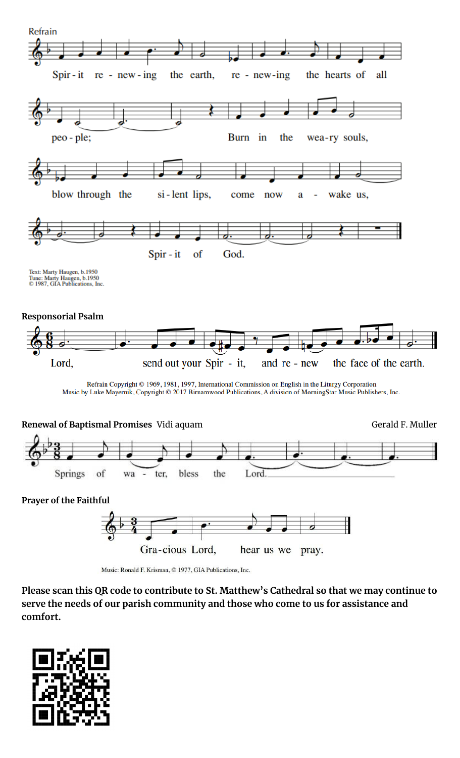Refrain

Spir - it re - new - ing the earth, re - new - ing the hearts of all peo - ple; Burn in the wea - ry souls, blow through the si - lent lips, come now a - wake us, Spir - it of God.

Text: Marty Haugen, b.1950
Tune: Marty Haugen, b.1950
© 1987, GIA Publications, Inc.

**Responsorial Psalm**

Lord, send out your Spir - it, and re - new the face of the earth.

Refrain Copyright © 1969, 1981, 1997, International Commission on English in the Liturgy Corporation
Music by Luke Mayernik, Copyright © 2017 Birnamwood Publications, A division of MorningStar Music Publishers, Inc.

**Renewal of Baptismal Promises** Vidi aquam Gerald F. Muller

Springs of wa - ter, bless the Lord.

**Prayer of the Faithful**

Gra - cious Lord, hear us we pray.

Music: Ronald F. Krisman, © 1977, GIA Publications, Inc.

**Please scan this QR code to contribute to St. Matthew's Cathedral so that we may continue to serve the needs of our parish community and those who come to us for assistance and comfort.**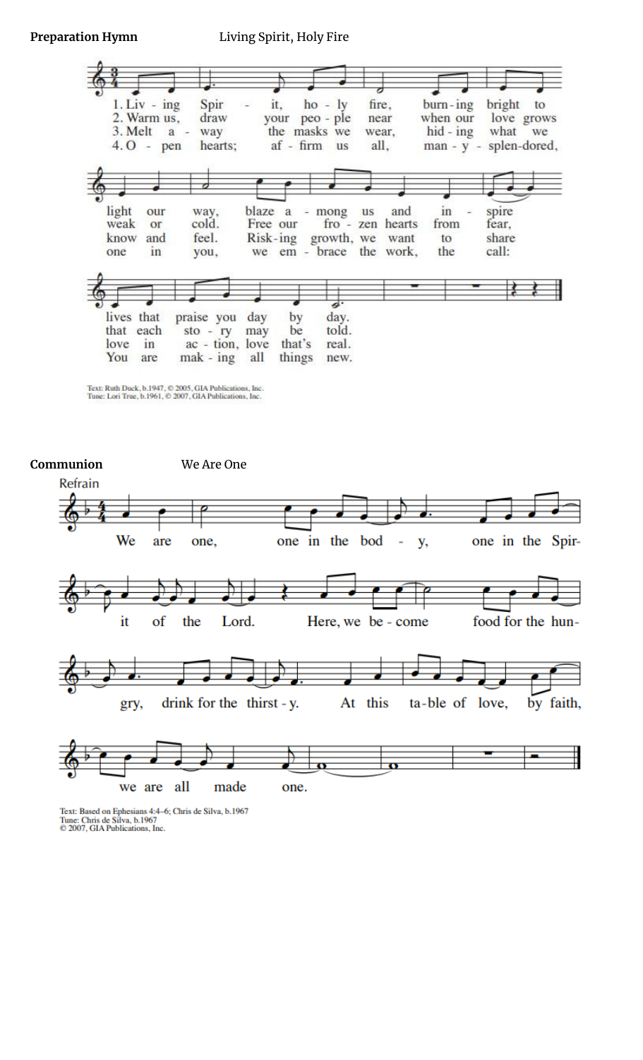**Preparation Hymn** Living Spirit, Holy Fire

1. Living Spirit, holy fire, burning bright to light our way, blaze among us and inspire lives that praise you day by day.
2. Warm us, draw your people near when our love grows weak or cold. Free our frozen hearts from fear, that each story may be told.
3. Melt away the masks we wear, hiding what we know and feel. Risking growth, we want to share love in action, love that's real.
4. Open hearts; affirm us all, many-splendored, one in you, we embrace the work, the call: You are making all things new.

Text: Ruth Duck, b.1947, © 2005, GIA Publications, Inc.
Tune: Lori True, b.1961, © 2007, GIA Publications, Inc.

**Communion** We Are One

Refrain

We are one, one in the body, one in the Spirit of the Lord. Here, we become food for the hungry, drink for the thirsty. At this table of love, by faith, we are all made one.

Text: Based on Ephesians 4:4–6; Chris de Silva, b.1967
Tune: Chris de Silva, b.1967
© 2007, GIA Publications, Inc.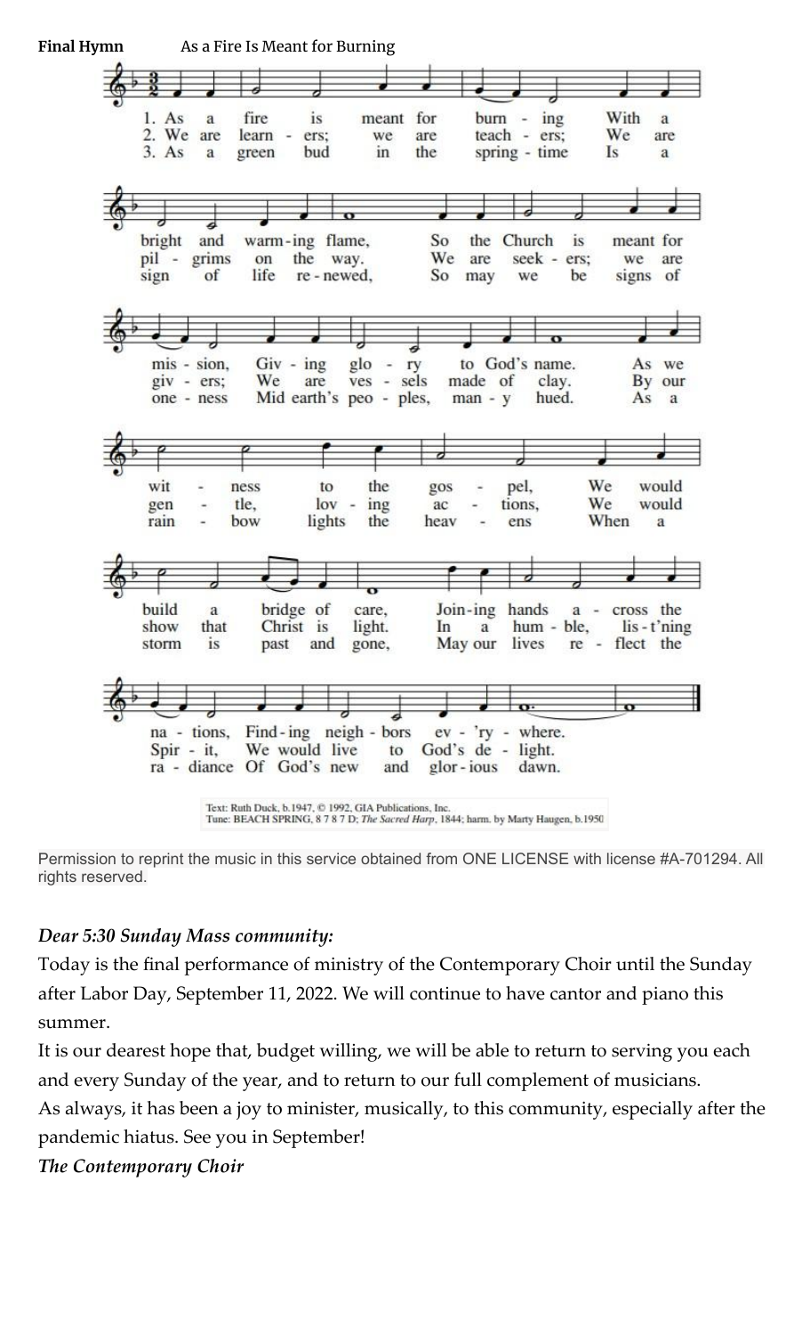**Final Hymn** As a Fire Is Meant for Burning

1. As a fire is meant for burning With a bright and warm-ing flame, So the Church is meant for mis - sion, Giv - ing glo - ry to God's name. As we wit - ness to the gos - pel, We would build a bridge of care, Join-ing hands a - cross the na - tions, Find-ing neigh - bors ev - 'ry - where.

2. We are learn - ers; we are teach - ers; We are pil - grims on the way. We are seek - ers; we are giv - ers; We are ves - sels made of clay. By our gen - tle, lov - ing ac - tions, We would show that Christ is light. In a hum - ble, lis - t'ning Spir - it, We would live to God's de - light.

3. As a green bud in the spring - time Is a sign of life re - newed, So may we be signs of one - ness Mid earth's peo - ples, man - y hued. As a rain - bow lights the heav - ens When a storm is past and gone, May our lives re - flect the ra - diance Of God's new and glor - ious dawn.

Text: Ruth Duck, b.1947, © 1992, GIA Publications, Inc.
Tune: BEACH SPRING, 8 7 8 7 D; *The Sacred Harp*, 1844; harm. by Marty Haugen, b.1950

Permission to reprint the music in this service obtained from ONE LICENSE with license #A-701294. All rights reserved.

***Dear 5:30 Sunday Mass community:***

Today is the final performance of ministry of the Contemporary Choir until the Sunday after Labor Day, September 11, 2022. We will continue to have cantor and piano this summer.

It is our dearest hope that, budget willing, we will be able to return to serving you each and every Sunday of the year, and to return to our full complement of musicians.

As always, it has been a joy to minister, musically, to this community, especially after the pandemic hiatus. See you in September!

***The Contemporary Choir***